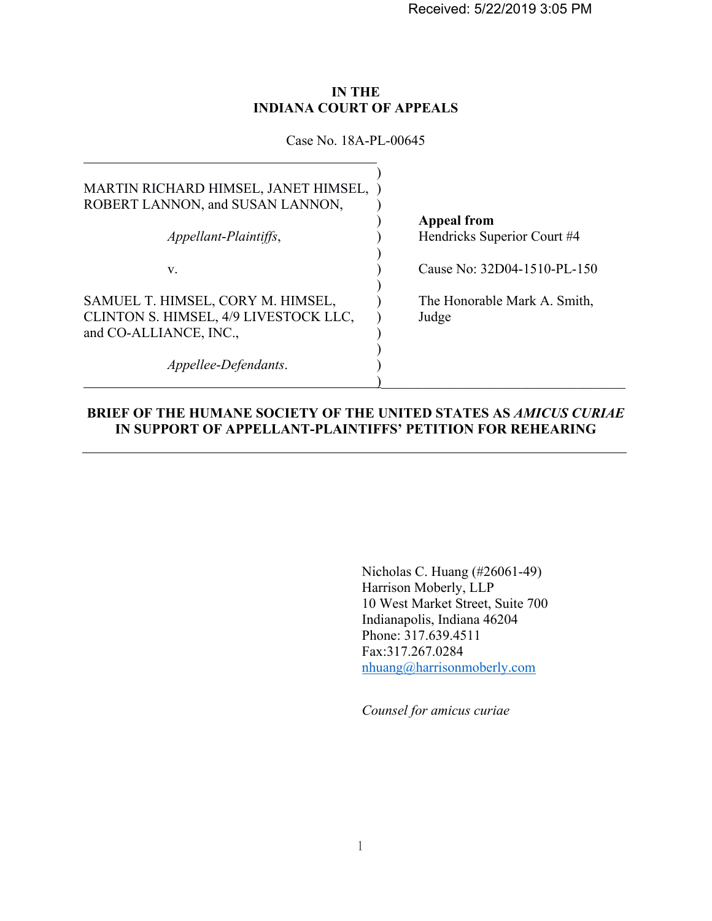Received: 5/22/2019 3:05 PM

**IN THE**
**INDIANA COURT OF APPEALS**

Case No. 18A-PL-00645

| | |
|---|---|
| MARTIN RICHARD HIMSEL, JANET HIMSEL, ROBERT LANNON, and SUSAN LANNON, | **Appeal from** |
| *Appellant-Plaintiffs*, | Hendricks Superior Court #4 |
| v. | Cause No: 32D04-1510-PL-150 |
| SAMUEL T. HIMSEL, CORY M. HIMSEL, CLINTON S. HIMSEL, 4/9 LIVESTOCK LLC, and CO-ALLIANCE, INC., | The Honorable Mark A. Smith, Judge |
| *Appellee-Defendants*. | |

**BRIEF OF THE HUMANE SOCIETY OF THE UNITED STATES AS *AMICUS CURIAE* IN SUPPORT OF APPELLANT-PLAINTIFFS' PETITION FOR REHEARING**

Nicholas C. Huang (#26061-49)
Harrison Moberly, LLP
10 West Market Street, Suite 700
Indianapolis, Indiana 46204
Phone: 317.639.4511
Fax:317.267.0284
nhuang@harrisonmoberly.com

*Counsel for amicus curiae*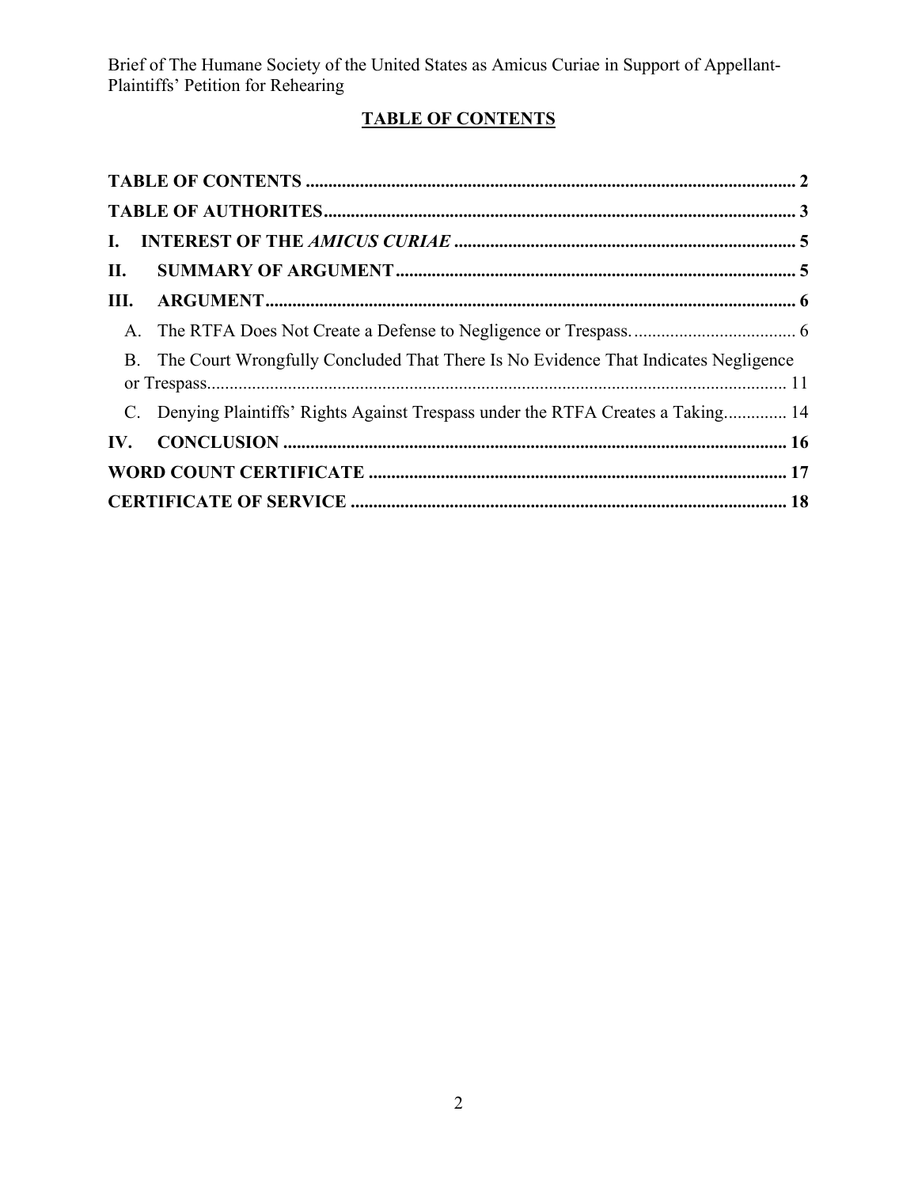## TABLE OF CONTENTS

**TABLE OF CONTENTS** .......... **2**

**TABLE OF AUTHORITIES** .......... **3**

**I. INTEREST OF THE *AMICUS CURIAE*** .......... **5**

**II. SUMMARY OF ARGUMENT** .......... **5**

**III. ARGUMENT** .......... **6**

A. The RTFA Does Not Create a Defense to Negligence or Trespass. .......... 6

B. The Court Wrongfully Concluded That There Is No Evidence That Indicates Negligence or Trespass .......... 11

C. Denying Plaintiffs' Rights Against Trespass under the RTFA Creates a Taking .......... 14

**IV. CONCLUSION** .......... **16**

**WORD COUNT CERTIFICATE** .......... **17**

**CERTIFICATE OF SERVICE** .......... **18**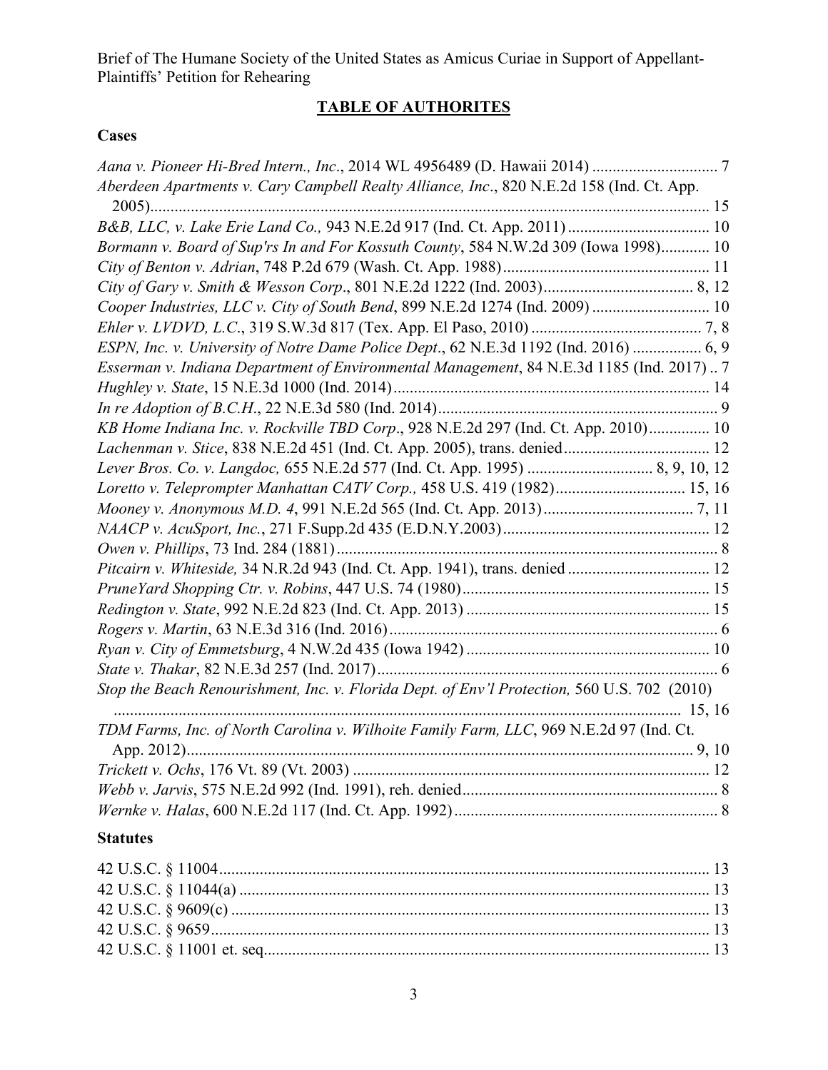## TABLE OF AUTHORITES

### Cases

*Aana v. Pioneer Hi-Bred Intern., Inc*., 2014 WL 4956489 (D. Hawaii 2014) ............................... 7

*Aberdeen Apartments v. Cary Campbell Realty Alliance, Inc*., 820 N.E.2d 158 (Ind. Ct. App. 2005)........................................................................................................................................ 15

*B&B, LLC, v. Lake Erie Land Co.,* 943 N.E.2d 917 (Ind. Ct. App. 2011) .................................. 10

*Bormann v. Board of Sup'rs In and For Kossuth County*, 584 N.W.2d 309 (Iowa 1998)............ 10

*City of Benton v. Adrian*, 748 P.2d 679 (Wash. Ct. App. 1988).................................................. 11

*City of Gary v. Smith & Wesson Corp*., 801 N.E.2d 1222 (Ind. 2003).................................... 8, 12

*Cooper Industries, LLC v. City of South Bend*, 899 N.E.2d 1274 (Ind. 2009) ............................ 10

*Ehler v. LVDVD, L.C*., 319 S.W.3d 817 (Tex. App. El Paso, 2010) ......................................... 7, 8

*ESPN, Inc. v. University of Notre Dame Police Dept*., 62 N.E.3d 1192 (Ind. 2016) ................ 6, 9

*Esserman v. Indiana Department of Environmental Management*, 84 N.E.3d 1185 (Ind. 2017) .. 7

*Hughley v. State*, 15 N.E.3d 1000 (Ind. 2014)............................................................................. 14

*In re Adoption of B.C.H*., 22 N.E.3d 580 (Ind. 2014).................................................................... 9

*KB Home Indiana Inc. v. Rockville TBD Corp*., 928 N.E.2d 297 (Ind. Ct. App. 2010)............... 10

*Lachenman v. Stice*, 838 N.E.2d 451 (Ind. Ct. App. 2005), trans. denied.................................... 12

*Lever Bros. Co. v. Langdoc,* 655 N.E.2d 577 (Ind. Ct. App. 1995) .............................. 8, 9, 10, 12

*Loretto v. Teleprompter Manhattan CATV Corp.,* 458 U.S. 419 (1982)................................ 15, 16

*Mooney v. Anonymous M.D. 4*, 991 N.E.2d 565 (Ind. Ct. App. 2013)..................................... 7, 11

*NAACP v. AcuSport, Inc.*, 271 F.Supp.2d 435 (E.D.N.Y.2003).................................................. 12

*Owen v. Phillips*, 73 Ind. 284 (1881)............................................................................................. 8

*Pitcairn v. Whiteside,* 34 N.R.2d 943 (Ind. Ct. App. 1941), trans. denied .................................. 12

*PruneYard Shopping Ctr. v. Robins*, 447 U.S. 74 (1980)............................................................ 15

*Redington v. State*, 992 N.E.2d 823 (Ind. Ct. App. 2013) ........................................................... 15

*Rogers v. Martin*, 63 N.E.3d 316 (Ind. 2016)................................................................................ 6

*Ryan v. City of Emmetsburg*, 4 N.W.2d 435 (Iowa 1942) ........................................................... 10

*State v. Thakar*, 82 N.E.3d 257 (Ind. 2017)................................................................................... 6

*Stop the Beach Renourishment, Inc. v. Florida Dept. of Env'l Protection,* 560 U.S. 702 (2010) ............................................................................................................................................ 15, 16

*TDM Farms, Inc. of North Carolina v. Wilhoite Family Farm, LLC*, 969 N.E.2d 97 (Ind. Ct. App. 2012)............................................................................................................................ 9, 10

*Trickett v. Ochs*, 176 Vt. 89 (Vt. 2003) ....................................................................................... 12

*Webb v. Jarvis*, 575 N.E.2d 992 (Ind. 1991), reh. denied.............................................................. 8

*Wernke v. Halas*, 600 N.E.2d 117 (Ind. Ct. App. 1992)................................................................ 8

### Statutes

42 U.S.C. § 11004....................................................................................................................... 13

42 U.S.C. § 11044(a) .................................................................................................................. 13

42 U.S.C. § 9609(c) .................................................................................................................... 13

42 U.S.C. § 9659......................................................................................................................... 13

42 U.S.C. § 11001 et. seq............................................................................................................ 13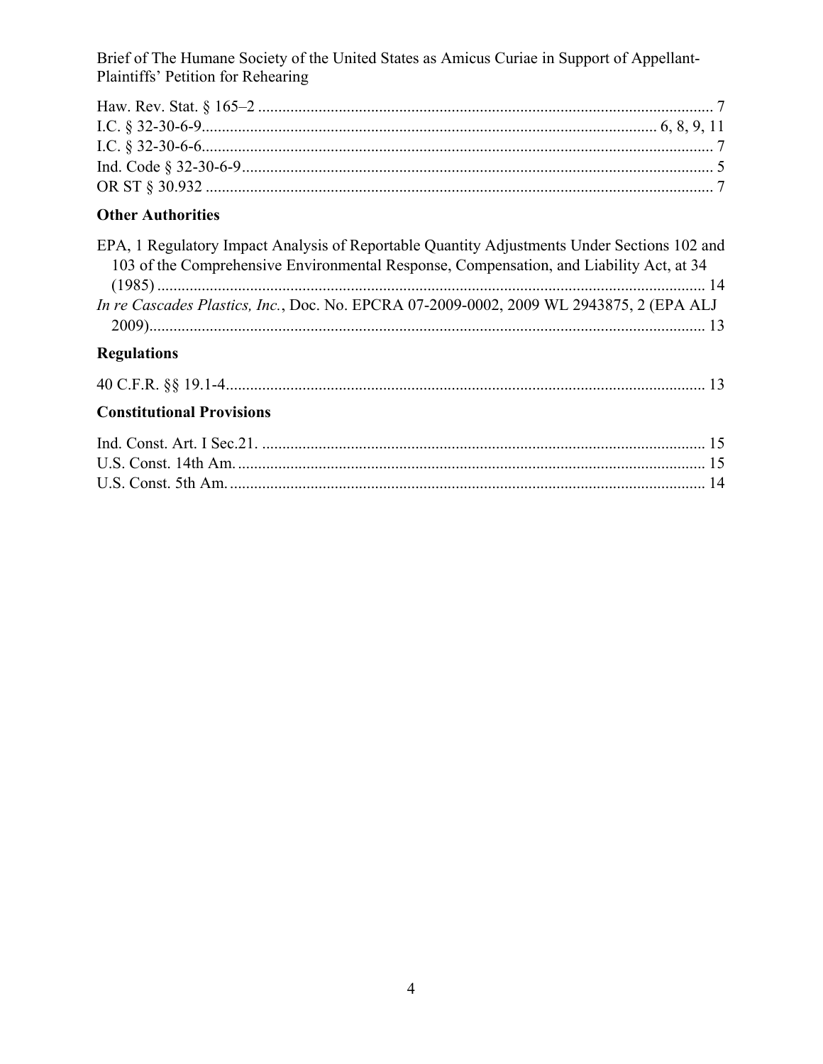Haw. Rev. Stat. § 165–2 ..... 7
I.C. § 32-30-6-9..... 6, 8, 9, 11
I.C. § 32-30-6-6..... 7
Ind. Code § 32-30-6-9..... 5
OR ST § 30.932 ..... 7

### Other Authorities

EPA, 1 Regulatory Impact Analysis of Reportable Quantity Adjustments Under Sections 102 and 103 of the Comprehensive Environmental Response, Compensation, and Liability Act, at 34 (1985) ..... 14
*In re Cascades Plastics, Inc.*, Doc. No. EPCRA 07-2009-0002, 2009 WL 2943875, 2 (EPA ALJ 2009)..... 13

### Regulations

40 C.F.R. §§ 19.1-4..... 13

### Constitutional Provisions

Ind. Const. Art. I Sec.21. ..... 15
U.S. Const. 14th Am...... 15
U.S. Const. 5th Am...... 14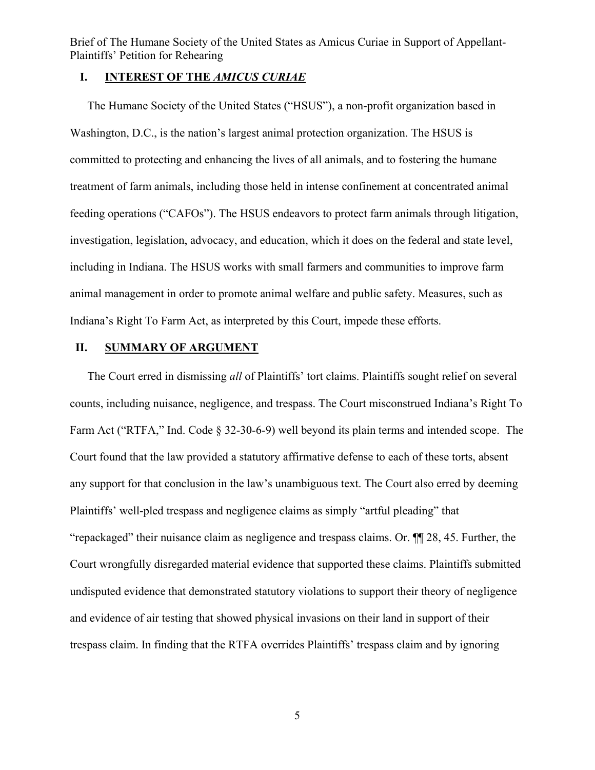## I. INTEREST OF THE *AMICUS CURIAE*

The Humane Society of the United States ("HSUS"), a non-profit organization based in Washington, D.C., is the nation's largest animal protection organization. The HSUS is committed to protecting and enhancing the lives of all animals, and to fostering the humane treatment of farm animals, including those held in intense confinement at concentrated animal feeding operations ("CAFOs"). The HSUS endeavors to protect farm animals through litigation, investigation, legislation, advocacy, and education, which it does on the federal and state level, including in Indiana. The HSUS works with small farmers and communities to improve farm animal management in order to promote animal welfare and public safety. Measures, such as Indiana's Right To Farm Act, as interpreted by this Court, impede these efforts.

## II. SUMMARY OF ARGUMENT

The Court erred in dismissing *all* of Plaintiffs' tort claims. Plaintiffs sought relief on several counts, including nuisance, negligence, and trespass. The Court misconstrued Indiana's Right To Farm Act ("RTFA," Ind. Code § 32-30-6-9) well beyond its plain terms and intended scope. The Court found that the law provided a statutory affirmative defense to each of these torts, absent any support for that conclusion in the law's unambiguous text. The Court also erred by deeming Plaintiffs' well-pled trespass and negligence claims as simply "artful pleading" that "repackaged" their nuisance claim as negligence and trespass claims. Or. ¶¶ 28, 45. Further, the Court wrongfully disregarded material evidence that supported these claims. Plaintiffs submitted undisputed evidence that demonstrated statutory violations to support their theory of negligence and evidence of air testing that showed physical invasions on their land in support of their trespass claim. In finding that the RTFA overrides Plaintiffs' trespass claim and by ignoring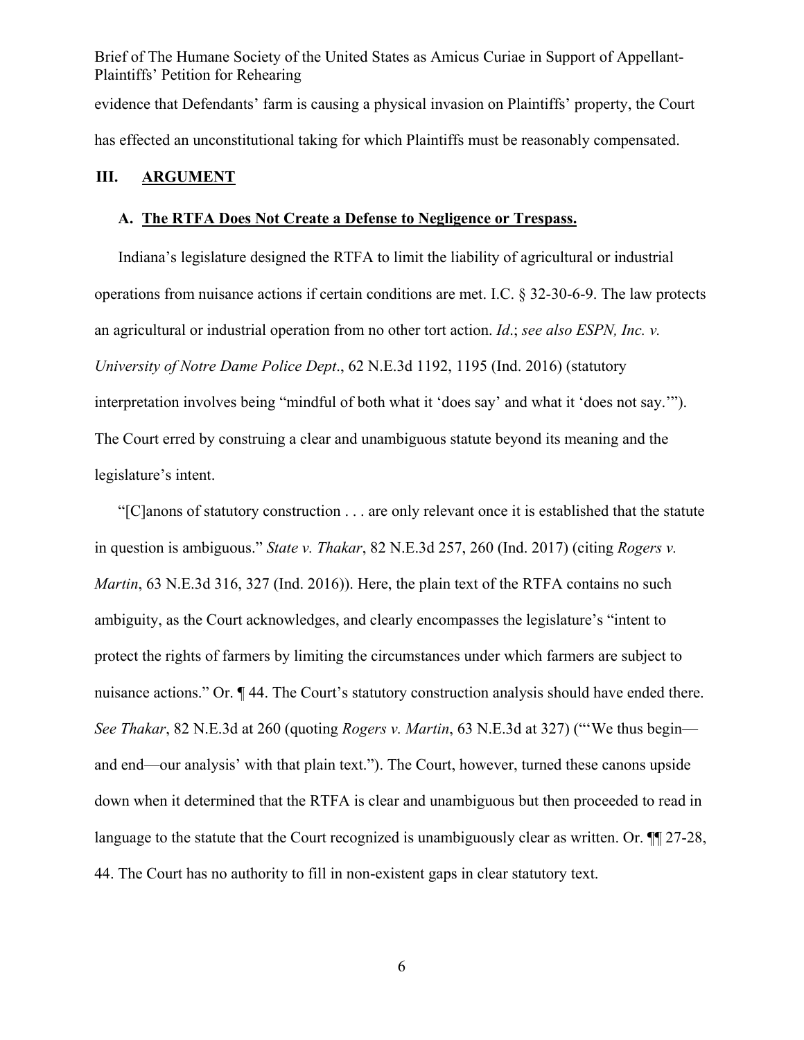evidence that Defendants' farm is causing a physical invasion on Plaintiffs' property, the Court has effected an unconstitutional taking for which Plaintiffs must be reasonably compensated.

## III. ARGUMENT

### A. The RTFA Does Not Create a Defense to Negligence or Trespass.

Indiana's legislature designed the RTFA to limit the liability of agricultural or industrial operations from nuisance actions if certain conditions are met. I.C. § 32-30-6-9. The law protects an agricultural or industrial operation from no other tort action. *Id*.; *see also ESPN, Inc. v. University of Notre Dame Police Dept*., 62 N.E.3d 1192, 1195 (Ind. 2016) (statutory interpretation involves being "mindful of both what it 'does say' and what it 'does not say.'"). The Court erred by construing a clear and unambiguous statute beyond its meaning and the legislature's intent.

"[C]anons of statutory construction . . . are only relevant once it is established that the statute in question is ambiguous." *State v. Thakar*, 82 N.E.3d 257, 260 (Ind. 2017) (citing *Rogers v. Martin*, 63 N.E.3d 316, 327 (Ind. 2016)). Here, the plain text of the RTFA contains no such ambiguity, as the Court acknowledges, and clearly encompasses the legislature's "intent to protect the rights of farmers by limiting the circumstances under which farmers are subject to nuisance actions." Or. ¶ 44. The Court's statutory construction analysis should have ended there. *See Thakar*, 82 N.E.3d at 260 (quoting *Rogers v. Martin*, 63 N.E.3d at 327) ("'We thus begin—and end—our analysis' with that plain text."). The Court, however, turned these canons upside down when it determined that the RTFA is clear and unambiguous but then proceeded to read in language to the statute that the Court recognized is unambiguously clear as written. Or. ¶¶ 27-28, 44. The Court has no authority to fill in non-existent gaps in clear statutory text.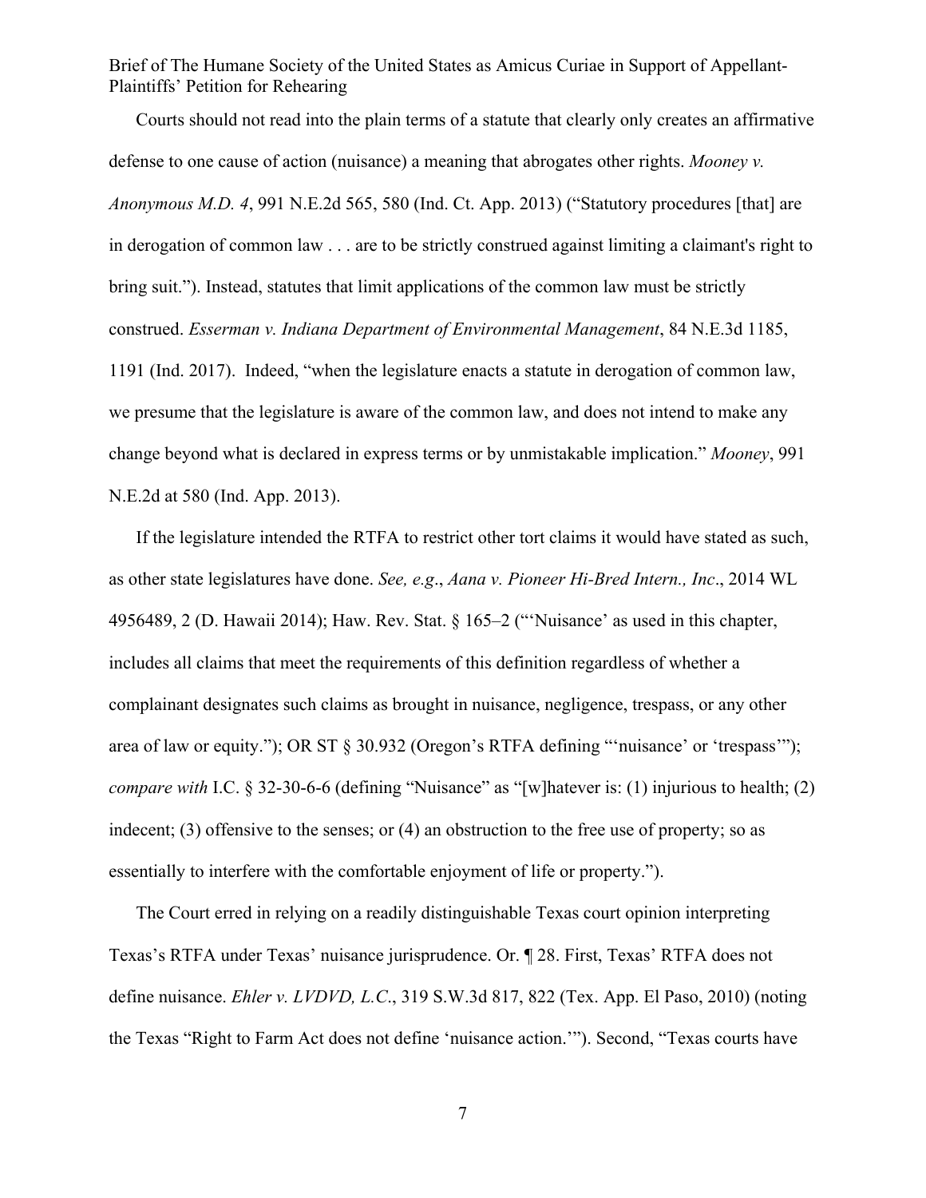Courts should not read into the plain terms of a statute that clearly only creates an affirmative defense to one cause of action (nuisance) a meaning that abrogates other rights. *Mooney v. Anonymous M.D. 4*, 991 N.E.2d 565, 580 (Ind. Ct. App. 2013) ("Statutory procedures [that] are in derogation of common law . . . are to be strictly construed against limiting a claimant's right to bring suit."). Instead, statutes that limit applications of the common law must be strictly construed. *Esserman v. Indiana Department of Environmental Management*, 84 N.E.3d 1185, 1191 (Ind. 2017). Indeed, "when the legislature enacts a statute in derogation of common law, we presume that the legislature is aware of the common law, and does not intend to make any change beyond what is declared in express terms or by unmistakable implication." *Mooney*, 991 N.E.2d at 580 (Ind. App. 2013).

If the legislature intended the RTFA to restrict other tort claims it would have stated as such, as other state legislatures have done. *See, e.g*., *Aana v. Pioneer Hi-Bred Intern., Inc*., 2014 WL 4956489, 2 (D. Hawaii 2014); Haw. Rev. Stat. § 165–2 ("'Nuisance' as used in this chapter, includes all claims that meet the requirements of this definition regardless of whether a complainant designates such claims as brought in nuisance, negligence, trespass, or any other area of law or equity."); OR ST § 30.932 (Oregon's RTFA defining "'nuisance' or 'trespass'"); *compare with* I.C. § 32-30-6-6 (defining "Nuisance" as "[w]hatever is: (1) injurious to health; (2) indecent; (3) offensive to the senses; or (4) an obstruction to the free use of property; so as essentially to interfere with the comfortable enjoyment of life or property.").

The Court erred in relying on a readily distinguishable Texas court opinion interpreting Texas's RTFA under Texas' nuisance jurisprudence. Or. ¶ 28. First, Texas' RTFA does not define nuisance. *Ehler v. LVDVD, L.C*., 319 S.W.3d 817, 822 (Tex. App. El Paso, 2010) (noting the Texas "Right to Farm Act does not define 'nuisance action.'"). Second, "Texas courts have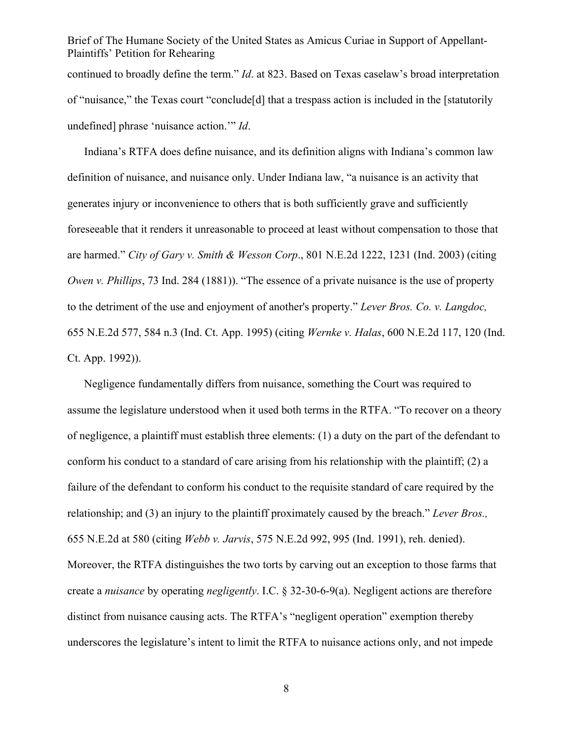continued to broadly define the term." *Id*. at 823. Based on Texas caselaw's broad interpretation of "nuisance," the Texas court "conclude[d] that a trespass action is included in the [statutorily undefined] phrase 'nuisance action.'" *Id*.

Indiana's RTFA does define nuisance, and its definition aligns with Indiana's common law definition of nuisance, and nuisance only. Under Indiana law, "a nuisance is an activity that generates injury or inconvenience to others that is both sufficiently grave and sufficiently foreseeable that it renders it unreasonable to proceed at least without compensation to those that are harmed." *City of Gary v. Smith & Wesson Corp*., 801 N.E.2d 1222, 1231 (Ind. 2003) (citing *Owen v. Phillips*, 73 Ind. 284 (1881)). "The essence of a private nuisance is the use of property to the detriment of the use and enjoyment of another's property." *Lever Bros. Co. v. Langdoc,* 655 N.E.2d 577, 584 n.3 (Ind. Ct. App. 1995) (citing *Wernke v. Halas*, 600 N.E.2d 117, 120 (Ind. Ct. App. 1992)).

Negligence fundamentally differs from nuisance, something the Court was required to assume the legislature understood when it used both terms in the RTFA. "To recover on a theory of negligence, a plaintiff must establish three elements: (1) a duty on the part of the defendant to conform his conduct to a standard of care arising from his relationship with the plaintiff; (2) a failure of the defendant to conform his conduct to the requisite standard of care required by the relationship; and (3) an injury to the plaintiff proximately caused by the breach." *Lever Bros.,* 655 N.E.2d at 580 (citing *Webb v. Jarvis*, 575 N.E.2d 992, 995 (Ind. 1991), reh. denied). Moreover, the RTFA distinguishes the two torts by carving out an exception to those farms that create a *nuisance* by operating *negligently*. I.C. § 32-30-6-9(a). Negligent actions are therefore distinct from nuisance causing acts. The RTFA's "negligent operation" exemption thereby underscores the legislature's intent to limit the RTFA to nuisance actions only, and not impede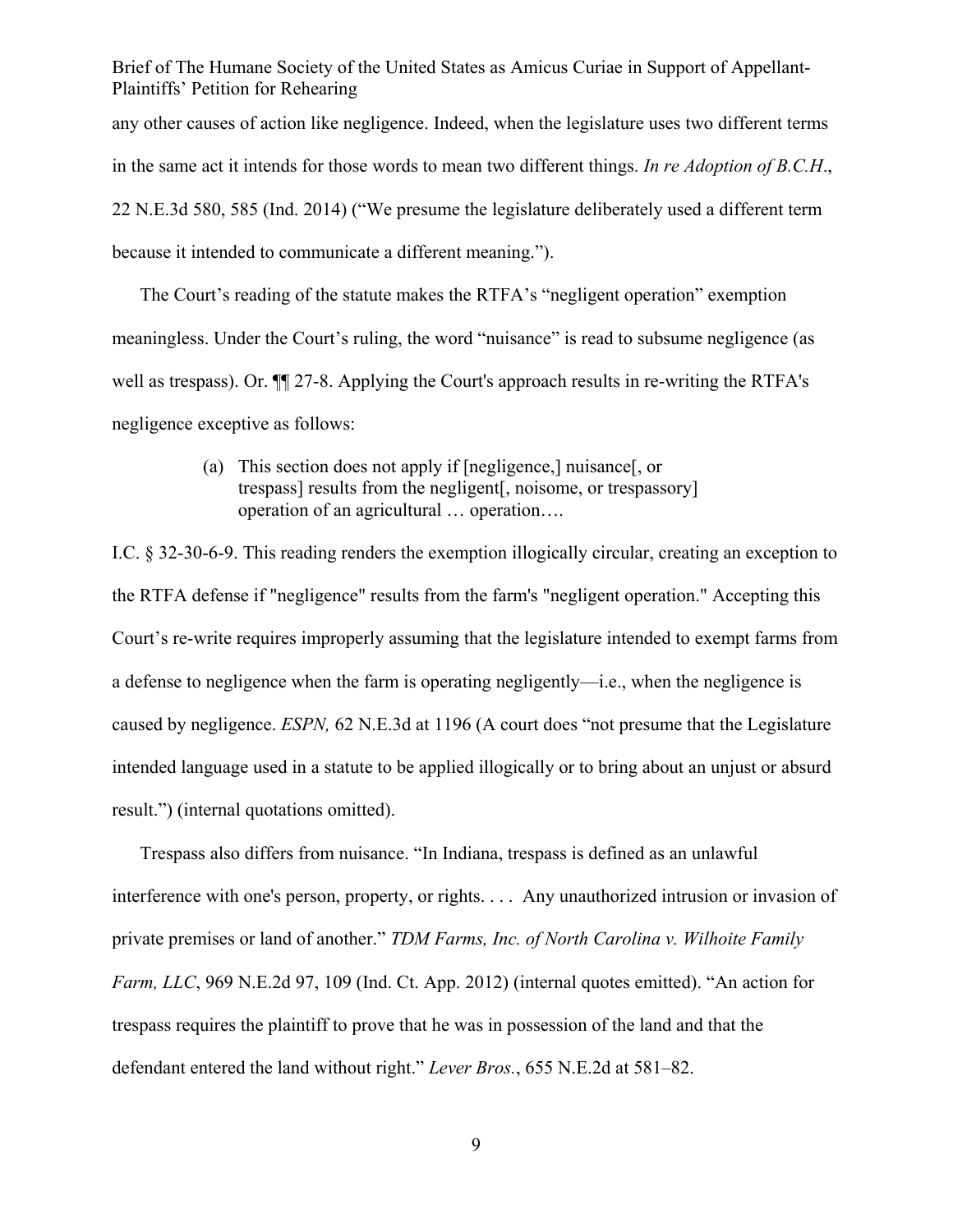any other causes of action like negligence. Indeed, when the legislature uses two different terms in the same act it intends for those words to mean two different things. *In re Adoption of B.C.H*., 22 N.E.3d 580, 585 (Ind. 2014) ("We presume the legislature deliberately used a different term because it intended to communicate a different meaning.").

The Court's reading of the statute makes the RTFA's "negligent operation" exemption meaningless. Under the Court's ruling, the word "nuisance" is read to subsume negligence (as well as trespass). Or. ¶¶ 27-8. Applying the Court's approach results in re-writing the RTFA's negligence exceptive as follows:

> (a) This section does not apply if [negligence,] nuisance[, or trespass] results from the negligent[, noisome, or trespassory] operation of an agricultural … operation….

I.C. § 32-30-6-9. This reading renders the exemption illogically circular, creating an exception to the RTFA defense if "negligence" results from the farm's "negligent operation." Accepting this Court's re-write requires improperly assuming that the legislature intended to exempt farms from a defense to negligence when the farm is operating negligently—i.e., when the negligence is caused by negligence. *ESPN,* 62 N.E.3d at 1196 (A court does "not presume that the Legislature intended language used in a statute to be applied illogically or to bring about an unjust or absurd result.") (internal quotations omitted).

Trespass also differs from nuisance. "In Indiana, trespass is defined as an unlawful interference with one's person, property, or rights. . . . Any unauthorized intrusion or invasion of private premises or land of another." *TDM Farms, Inc. of North Carolina v. Wilhoite Family Farm, LLC*, 969 N.E.2d 97, 109 (Ind. Ct. App. 2012) (internal quotes emitted). "An action for trespass requires the plaintiff to prove that he was in possession of the land and that the defendant entered the land without right." *Lever Bros.*, 655 N.E.2d at 581–82.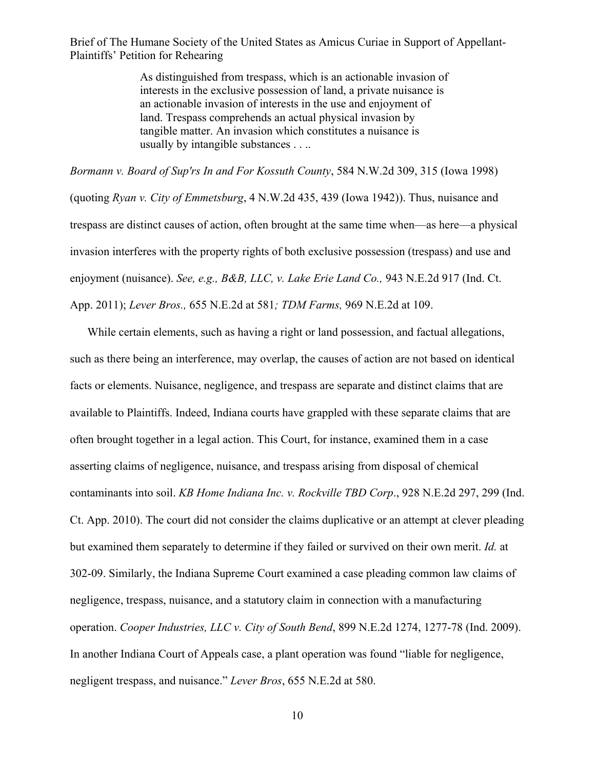> As distinguished from trespass, which is an actionable invasion of interests in the exclusive possession of land, a private nuisance is an actionable invasion of interests in the use and enjoyment of land. Trespass comprehends an actual physical invasion by tangible matter. An invasion which constitutes a nuisance is usually by intangible substances . . ..

*Bormann v. Board of Sup'rs In and For Kossuth County*, 584 N.W.2d 309, 315 (Iowa 1998) (quoting *Ryan v. City of Emmetsburg*, 4 N.W.2d 435, 439 (Iowa 1942)). Thus, nuisance and trespass are distinct causes of action, often brought at the same time when—as here—a physical invasion interferes with the property rights of both exclusive possession (trespass) and use and enjoyment (nuisance). *See, e.g., B&B, LLC, v. Lake Erie Land Co.,* 943 N.E.2d 917 (Ind. Ct. App. 2011); *Lever Bros.,* 655 N.E.2d at 581*; TDM Farms,* 969 N.E.2d at 109.

While certain elements, such as having a right or land possession, and factual allegations, such as there being an interference, may overlap, the causes of action are not based on identical facts or elements. Nuisance, negligence, and trespass are separate and distinct claims that are available to Plaintiffs. Indeed, Indiana courts have grappled with these separate claims that are often brought together in a legal action. This Court, for instance, examined them in a case asserting claims of negligence, nuisance, and trespass arising from disposal of chemical contaminants into soil. *KB Home Indiana Inc. v. Rockville TBD Corp*., 928 N.E.2d 297, 299 (Ind. Ct. App. 2010). The court did not consider the claims duplicative or an attempt at clever pleading but examined them separately to determine if they failed or survived on their own merit. *Id.* at 302-09. Similarly, the Indiana Supreme Court examined a case pleading common law claims of negligence, trespass, nuisance, and a statutory claim in connection with a manufacturing operation. *Cooper Industries, LLC v. City of South Bend*, 899 N.E.2d 1274, 1277-78 (Ind. 2009). In another Indiana Court of Appeals case, a plant operation was found "liable for negligence, negligent trespass, and nuisance." *Lever Bros*, 655 N.E.2d at 580.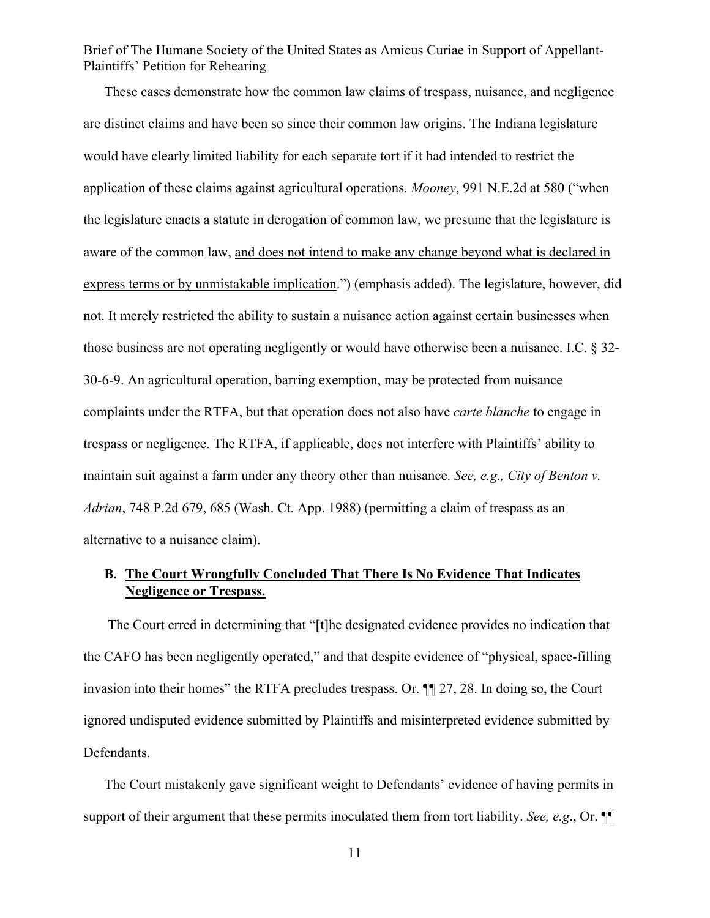These cases demonstrate how the common law claims of trespass, nuisance, and negligence are distinct claims and have been so since their common law origins. The Indiana legislature would have clearly limited liability for each separate tort if it had intended to restrict the application of these claims against agricultural operations. *Mooney*, 991 N.E.2d at 580 ("when the legislature enacts a statute in derogation of common law, we presume that the legislature is aware of the common law, <u>and does not intend to make any change beyond what is declared in express terms or by unmistakable implication</u>.") (emphasis added). The legislature, however, did not. It merely restricted the ability to sustain a nuisance action against certain businesses when those business are not operating negligently or would have otherwise been a nuisance. I.C. § 32-30-6-9. An agricultural operation, barring exemption, may be protected from nuisance complaints under the RTFA, but that operation does not also have *carte blanche* to engage in trespass or negligence. The RTFA, if applicable, does not interfere with Plaintiffs' ability to maintain suit against a farm under any theory other than nuisance. *See, e.g., City of Benton v. Adrian*, 748 P.2d 679, 685 (Wash. Ct. App. 1988) (permitting a claim of trespass as an alternative to a nuisance claim).

### B. <u>The Court Wrongfully Concluded That There Is No Evidence That Indicates Negligence or Trespass.</u>

The Court erred in determining that "[t]he designated evidence provides no indication that the CAFO has been negligently operated," and that despite evidence of "physical, space-filling invasion into their homes" the RTFA precludes trespass. Or. ¶¶ 27, 28. In doing so, the Court ignored undisputed evidence submitted by Plaintiffs and misinterpreted evidence submitted by Defendants.

The Court mistakenly gave significant weight to Defendants' evidence of having permits in support of their argument that these permits inoculated them from tort liability. *See, e.g.*, Or. ¶¶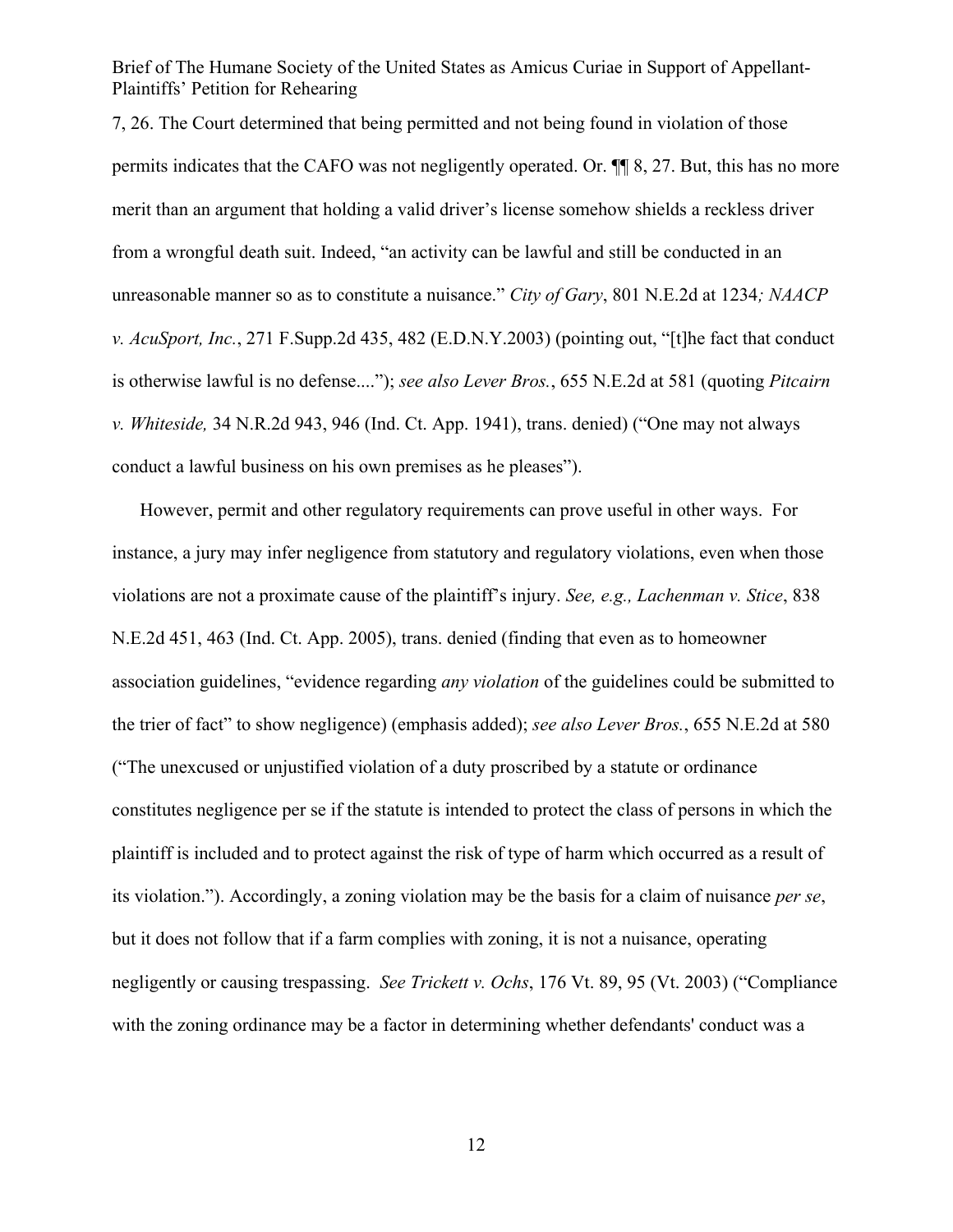7, 26. The Court determined that being permitted and not being found in violation of those permits indicates that the CAFO was not negligently operated. Or. ¶¶ 8, 27. But, this has no more merit than an argument that holding a valid driver's license somehow shields a reckless driver from a wrongful death suit. Indeed, "an activity can be lawful and still be conducted in an unreasonable manner so as to constitute a nuisance." *City of Gary*, 801 N.E.2d at 1234*; NAACP v. AcuSport, Inc.*, 271 F.Supp.2d 435, 482 (E.D.N.Y.2003) (pointing out, "[t]he fact that conduct is otherwise lawful is no defense...."); *see also Lever Bros.*, 655 N.E.2d at 581 (quoting *Pitcairn v. Whiteside,* 34 N.R.2d 943, 946 (Ind. Ct. App. 1941), trans. denied) ("One may not always conduct a lawful business on his own premises as he pleases").

However, permit and other regulatory requirements can prove useful in other ways. For instance, a jury may infer negligence from statutory and regulatory violations, even when those violations are not a proximate cause of the plaintiff's injury. *See, e.g., Lachenman v. Stice*, 838 N.E.2d 451, 463 (Ind. Ct. App. 2005), trans. denied (finding that even as to homeowner association guidelines, "evidence regarding *any violation* of the guidelines could be submitted to the trier of fact" to show negligence) (emphasis added); *see also Lever Bros.*, 655 N.E.2d at 580 ("The unexcused or unjustified violation of a duty proscribed by a statute or ordinance constitutes negligence per se if the statute is intended to protect the class of persons in which the plaintiff is included and to protect against the risk of type of harm which occurred as a result of its violation."). Accordingly, a zoning violation may be the basis for a claim of nuisance *per se*, but it does not follow that if a farm complies with zoning, it is not a nuisance, operating negligently or causing trespassing. *See Trickett v. Ochs*, 176 Vt. 89, 95 (Vt. 2003) ("Compliance with the zoning ordinance may be a factor in determining whether defendants' conduct was a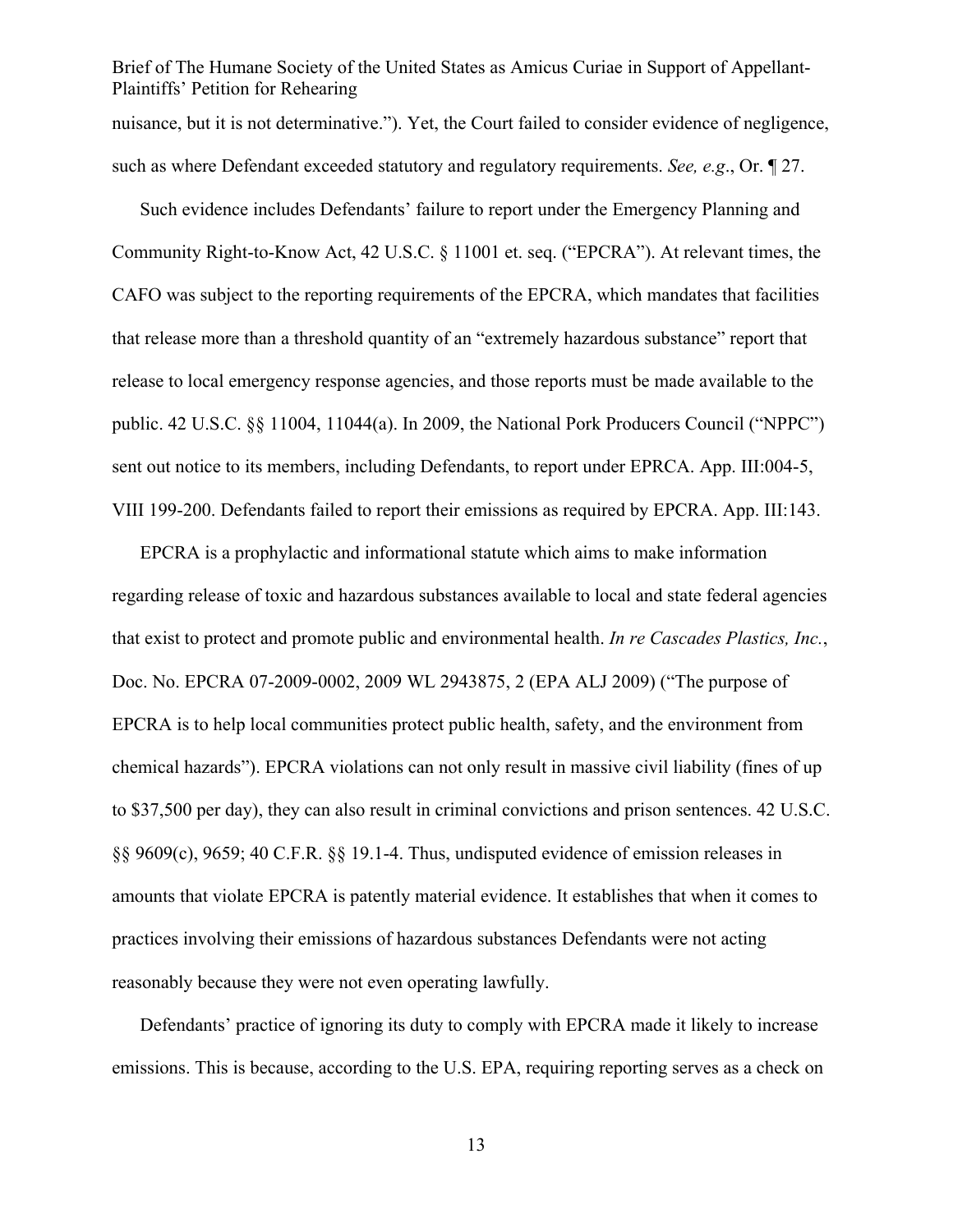nuisance, but it is not determinative."). Yet, the Court failed to consider evidence of negligence, such as where Defendant exceeded statutory and regulatory requirements. *See, e.g*., Or. ¶ 27.

Such evidence includes Defendants' failure to report under the Emergency Planning and Community Right-to-Know Act, 42 U.S.C. § 11001 et. seq. ("EPCRA"). At relevant times, the CAFO was subject to the reporting requirements of the EPCRA, which mandates that facilities that release more than a threshold quantity of an "extremely hazardous substance" report that release to local emergency response agencies, and those reports must be made available to the public. 42 U.S.C. §§ 11004, 11044(a). In 2009, the National Pork Producers Council ("NPPC") sent out notice to its members, including Defendants, to report under EPRCA. App. III:004-5, VIII 199-200. Defendants failed to report their emissions as required by EPCRA. App. III:143.

EPCRA is a prophylactic and informational statute which aims to make information regarding release of toxic and hazardous substances available to local and state federal agencies that exist to protect and promote public and environmental health. *In re Cascades Plastics, Inc.*, Doc. No. EPCRA 07-2009-0002, 2009 WL 2943875, 2 (EPA ALJ 2009) ("The purpose of EPCRA is to help local communities protect public health, safety, and the environment from chemical hazards"). EPCRA violations can not only result in massive civil liability (fines of up to $37,500 per day), they can also result in criminal convictions and prison sentences. 42 U.S.C. §§ 9609(c), 9659; 40 C.F.R. §§ 19.1-4. Thus, undisputed evidence of emission releases in amounts that violate EPCRA is patently material evidence. It establishes that when it comes to practices involving their emissions of hazardous substances Defendants were not acting reasonably because they were not even operating lawfully.

Defendants' practice of ignoring its duty to comply with EPCRA made it likely to increase emissions. This is because, according to the U.S. EPA, requiring reporting serves as a check on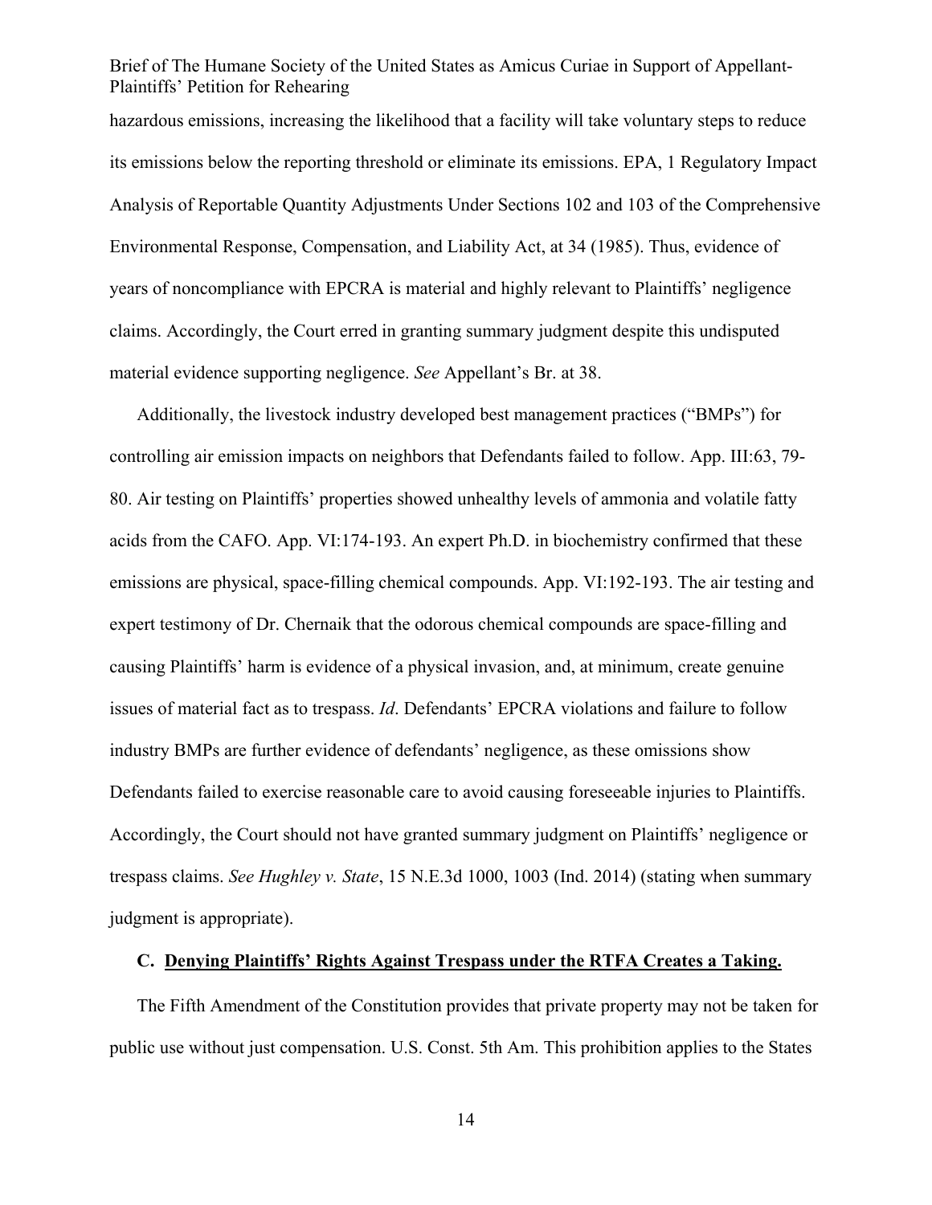hazardous emissions, increasing the likelihood that a facility will take voluntary steps to reduce its emissions below the reporting threshold or eliminate its emissions. EPA, 1 Regulatory Impact Analysis of Reportable Quantity Adjustments Under Sections 102 and 103 of the Comprehensive Environmental Response, Compensation, and Liability Act, at 34 (1985). Thus, evidence of years of noncompliance with EPCRA is material and highly relevant to Plaintiffs' negligence claims. Accordingly, the Court erred in granting summary judgment despite this undisputed material evidence supporting negligence. *See* Appellant's Br. at 38.

Additionally, the livestock industry developed best management practices ("BMPs") for controlling air emission impacts on neighbors that Defendants failed to follow. App. III:63, 79-80. Air testing on Plaintiffs' properties showed unhealthy levels of ammonia and volatile fatty acids from the CAFO. App. VI:174-193. An expert Ph.D. in biochemistry confirmed that these emissions are physical, space-filling chemical compounds. App. VI:192-193. The air testing and expert testimony of Dr. Chernaik that the odorous chemical compounds are space-filling and causing Plaintiffs' harm is evidence of a physical invasion, and, at minimum, create genuine issues of material fact as to trespass. *Id*. Defendants' EPCRA violations and failure to follow industry BMPs are further evidence of defendants' negligence, as these omissions show Defendants failed to exercise reasonable care to avoid causing foreseeable injuries to Plaintiffs. Accordingly, the Court should not have granted summary judgment on Plaintiffs' negligence or trespass claims. *See Hughley v. State*, 15 N.E.3d 1000, 1003 (Ind. 2014) (stating when summary judgment is appropriate).

### C. Denying Plaintiffs' Rights Against Trespass under the RTFA Creates a Taking.

The Fifth Amendment of the Constitution provides that private property may not be taken for public use without just compensation. U.S. Const. 5th Am. This prohibition applies to the States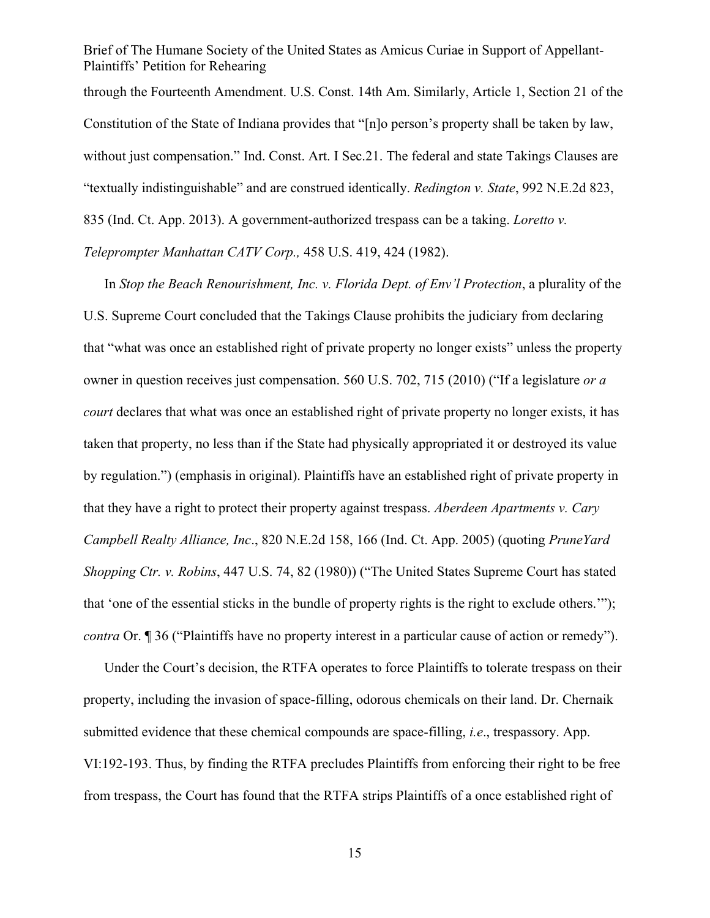through the Fourteenth Amendment. U.S. Const. 14th Am. Similarly, Article 1, Section 21 of the Constitution of the State of Indiana provides that "[n]o person's property shall be taken by law, without just compensation." Ind. Const. Art. I Sec.21. The federal and state Takings Clauses are "textually indistinguishable" and are construed identically. *Redington v. State*, 992 N.E.2d 823, 835 (Ind. Ct. App. 2013). A government-authorized trespass can be a taking. *Loretto v. Teleprompter Manhattan CATV Corp.,* 458 U.S. 419, 424 (1982).

In *Stop the Beach Renourishment, Inc. v. Florida Dept. of Env'l Protection*, a plurality of the U.S. Supreme Court concluded that the Takings Clause prohibits the judiciary from declaring that "what was once an established right of private property no longer exists" unless the property owner in question receives just compensation. 560 U.S. 702, 715 (2010) ("If a legislature *or a court* declares that what was once an established right of private property no longer exists, it has taken that property, no less than if the State had physically appropriated it or destroyed its value by regulation.") (emphasis in original). Plaintiffs have an established right of private property in that they have a right to protect their property against trespass. *Aberdeen Apartments v. Cary Campbell Realty Alliance, Inc*., 820 N.E.2d 158, 166 (Ind. Ct. App. 2005) (quoting *PruneYard Shopping Ctr. v. Robins*, 447 U.S. 74, 82 (1980)) ("The United States Supreme Court has stated that 'one of the essential sticks in the bundle of property rights is the right to exclude others.'"); *contra* Or. ¶ 36 ("Plaintiffs have no property interest in a particular cause of action or remedy").

Under the Court's decision, the RTFA operates to force Plaintiffs to tolerate trespass on their property, including the invasion of space-filling, odorous chemicals on their land. Dr. Chernaik submitted evidence that these chemical compounds are space-filling, *i.e*., trespassory. App. VI:192-193. Thus, by finding the RTFA precludes Plaintiffs from enforcing their right to be free from trespass, the Court has found that the RTFA strips Plaintiffs of a once established right of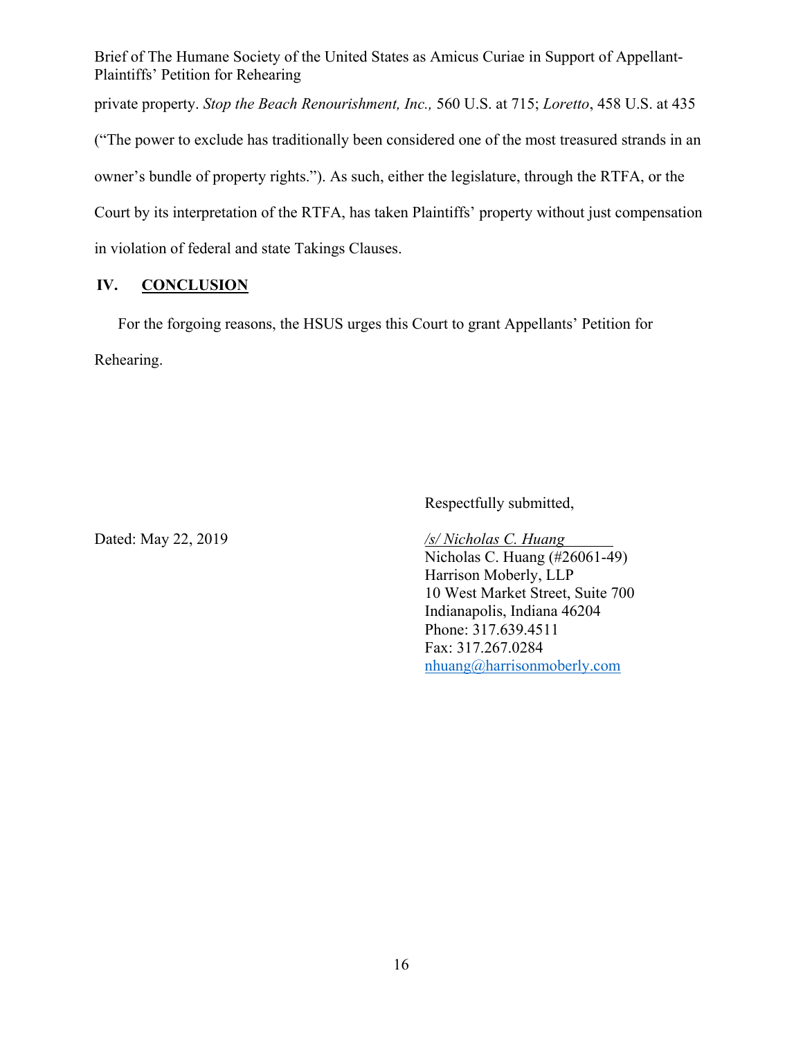private property. *Stop the Beach Renourishment, Inc.,* 560 U.S. at 715; *Loretto*, 458 U.S. at 435 ("The power to exclude has traditionally been considered one of the most treasured strands in an owner's bundle of property rights."). As such, either the legislature, through the RTFA, or the Court by its interpretation of the RTFA, has taken Plaintiffs' property without just compensation in violation of federal and state Takings Clauses.

## IV. CONCLUSION

For the forgoing reasons, the HSUS urges this Court to grant Appellants' Petition for Rehearing.

Respectfully submitted,

Dated: May 22, 2019

*/s/ Nicholas C. Huang*
Nicholas C. Huang (#26061-49)
Harrison Moberly, LLP
10 West Market Street, Suite 700
Indianapolis, Indiana 46204
Phone: 317.639.4511
Fax: 317.267.0284
nhuang@harrisonmoberly.com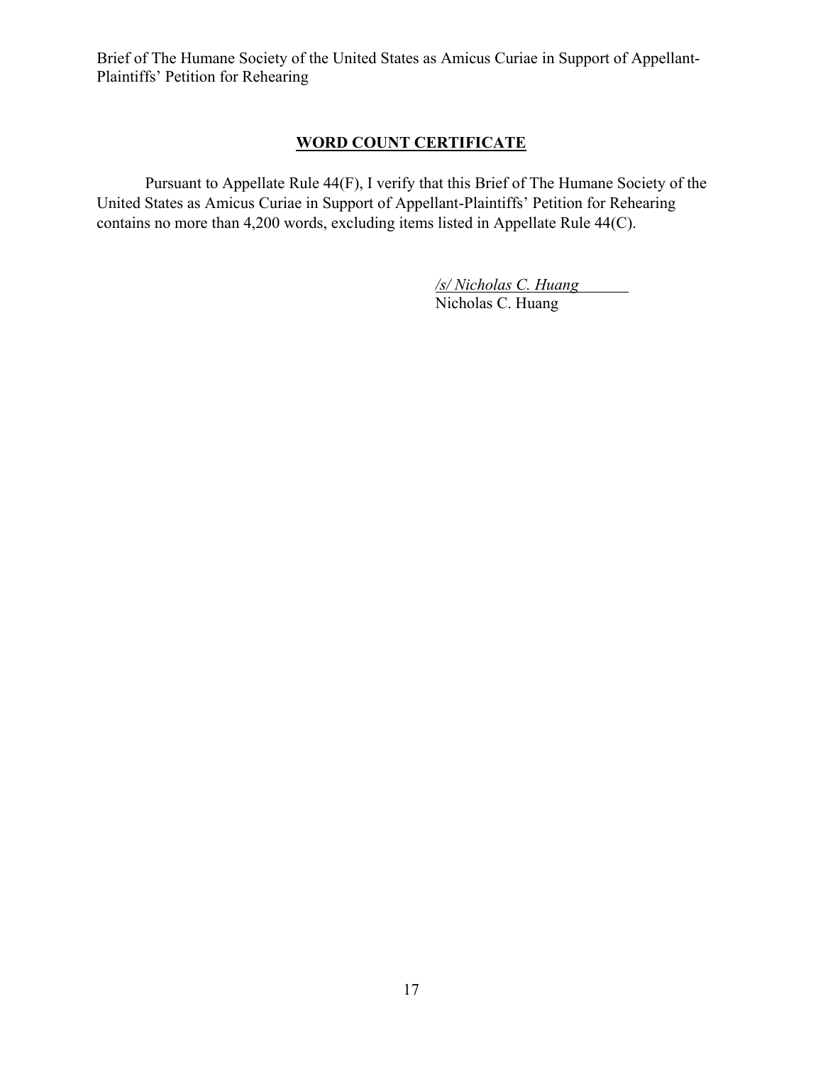## WORD COUNT CERTIFICATE

Pursuant to Appellate Rule 44(F), I verify that this Brief of The Humane Society of the United States as Amicus Curiae in Support of Appellant-Plaintiffs' Petition for Rehearing contains no more than 4,200 words, excluding items listed in Appellate Rule 44(C).

*/s/ Nicholas C. Huang*
Nicholas C. Huang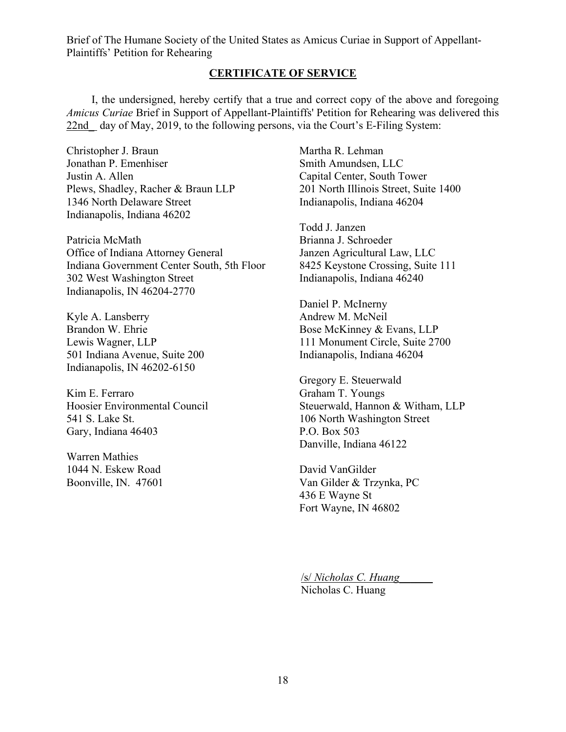Brief of The Humane Society of the United States as Amicus Curiae in Support of Appellant-Plaintiffs' Petition for Rehearing

## CERTIFICATE OF SERVICE

I, the undersigned, hereby certify that a true and correct copy of the above and foregoing *Amicus Curiae* Brief in Support of Appellant-Plaintiffs' Petition for Rehearing was delivered this 22nd_ day of May, 2019, to the following persons, via the Court's E-Filing System:

Christopher J. Braun
Jonathan P. Emenhiser
Justin A. Allen
Plews, Shadley, Racher & Braun LLP
1346 North Delaware Street
Indianapolis, Indiana 46202

Patricia McMath
Office of Indiana Attorney General
Indiana Government Center South, 5th Floor
302 West Washington Street
Indianapolis, IN 46204-2770

Kyle A. Lansberry
Brandon W. Ehrie
Lewis Wagner, LLP
501 Indiana Avenue, Suite 200
Indianapolis, IN 46202-6150

Kim E. Ferraro
Hoosier Environmental Council
541 S. Lake St.
Gary, Indiana 46403

Warren Mathies
1044 N. Eskew Road
Boonville, IN. 47601

Martha R. Lehman
Smith Amundsen, LLC
Capital Center, South Tower
201 North Illinois Street, Suite 1400
Indianapolis, Indiana 46204

Todd J. Janzen
Brianna J. Schroeder
Janzen Agricultural Law, LLC
8425 Keystone Crossing, Suite 111
Indianapolis, Indiana 46240

Daniel P. McInerny
Andrew M. McNeil
Bose McKinney & Evans, LLP
111 Monument Circle, Suite 2700
Indianapolis, Indiana 46204

Gregory E. Steuerwald
Graham T. Youngs
Steuerwald, Hannon & Witham, LLP
106 North Washington Street
P.O. Box 503
Danville, Indiana 46122

David VanGilder
Van Gilder & Trzynka, PC
436 E Wayne St
Fort Wayne, IN 46802

/s/ *Nicholas C. Huang*
Nicholas C. Huang